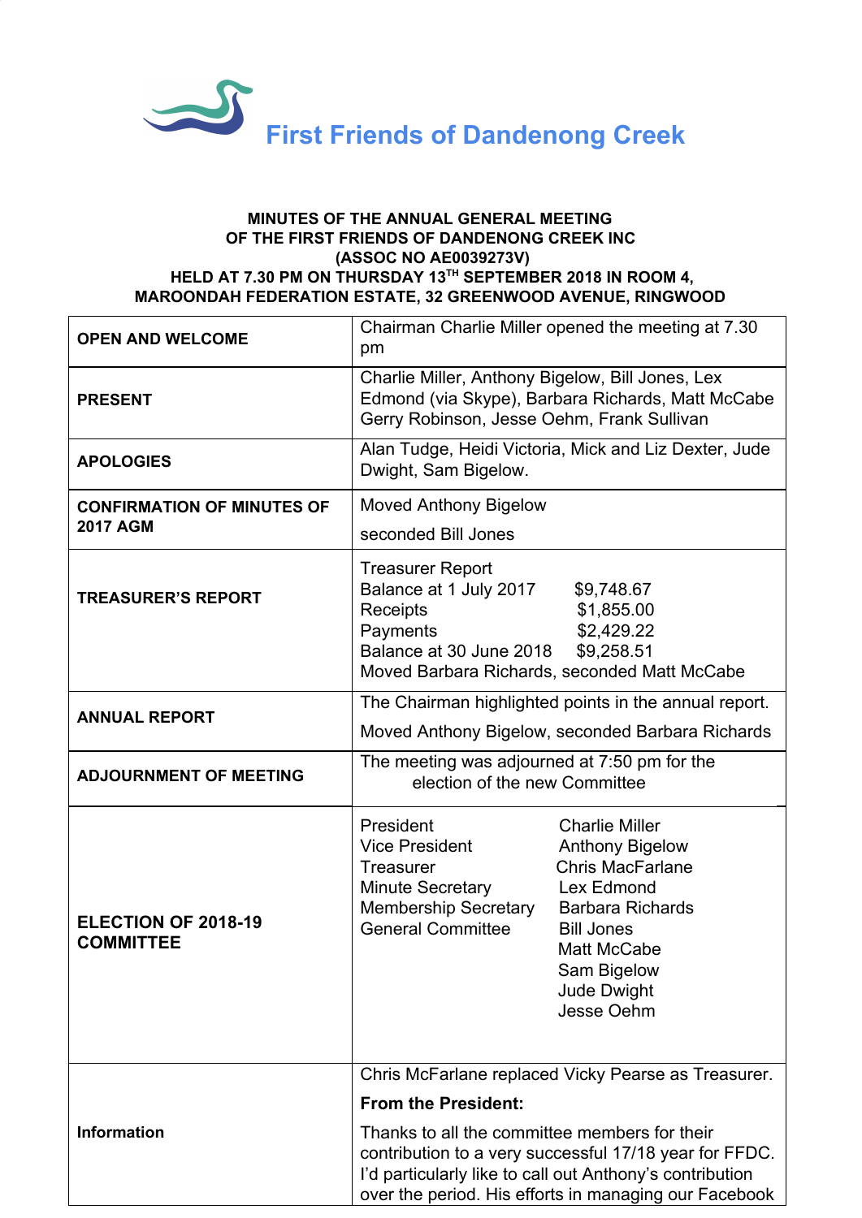# First Friends of Dandenong Creek

**MINUTES OF THE ANNUAL GENERAL MEETING**
**OF THE FIRST FRIENDS OF DANDENONG CREEK INC**
**(ASSOC NO AE0039273V)**
**HELD AT 7.30 PM ON THURSDAY 13TH SEPTEMBER 2018 IN ROOM 4,**
**MAROONDAH FEDERATION ESTATE, 32 GREENWOOD AVENUE, RINGWOOD**

| | |
|---|---|
| **OPEN AND WELCOME** | Chairman Charlie Miller opened the meeting at 7.30 pm |
| **PRESENT** | Charlie Miller, Anthony Bigelow, Bill Jones, Lex Edmond (via Skype), Barbara Richards, Matt McCabe Gerry Robinson, Jesse Oehm, Frank Sullivan |
| **APOLOGIES** | Alan Tudge, Heidi Victoria, Mick and Liz Dexter, Jude Dwight, Sam Bigelow. |
| **CONFIRMATION OF MINUTES OF 2017 AGM** | Moved Anthony Bigelow<br><br>seconded Bill Jones |
| **TREASURER'S REPORT** | Treasurer Report<br>Balance at 1 July 2017 $9,748.67<br>Receipts $1,855.00<br>Payments $2,429.22<br>Balance at 30 June 2018 $9,258.51<br>Moved Barbara Richards, seconded Matt McCabe |
| **ANNUAL REPORT** | The Chairman highlighted points in the annual report.<br><br>Moved Anthony Bigelow, seconded Barbara Richards |
| **ADJOURNMENT OF MEETING** | The meeting was adjourned at 7:50 pm for the election of the new Committee |
| **ELECTION OF 2018-19 COMMITTEE** | President: Charlie Miller<br>Vice President: Anthony Bigelow<br>Treasurer: Chris MacFarlane<br>Minute Secretary: Lex Edmond<br>Membership Secretary: Barbara Richards<br>General Committee: Bill Jones, Matt McCabe, Sam Bigelow, Jude Dwight, Jesse Oehm |
| **Information** | Chris McFarlane replaced Vicky Pearse as Treasurer.<br><br>**From the President:**<br><br>Thanks to all the committee members for their contribution to a very successful 17/18 year for FFDC. I'd particularly like to call out Anthony's contribution over the period. His efforts in managing our Facebook |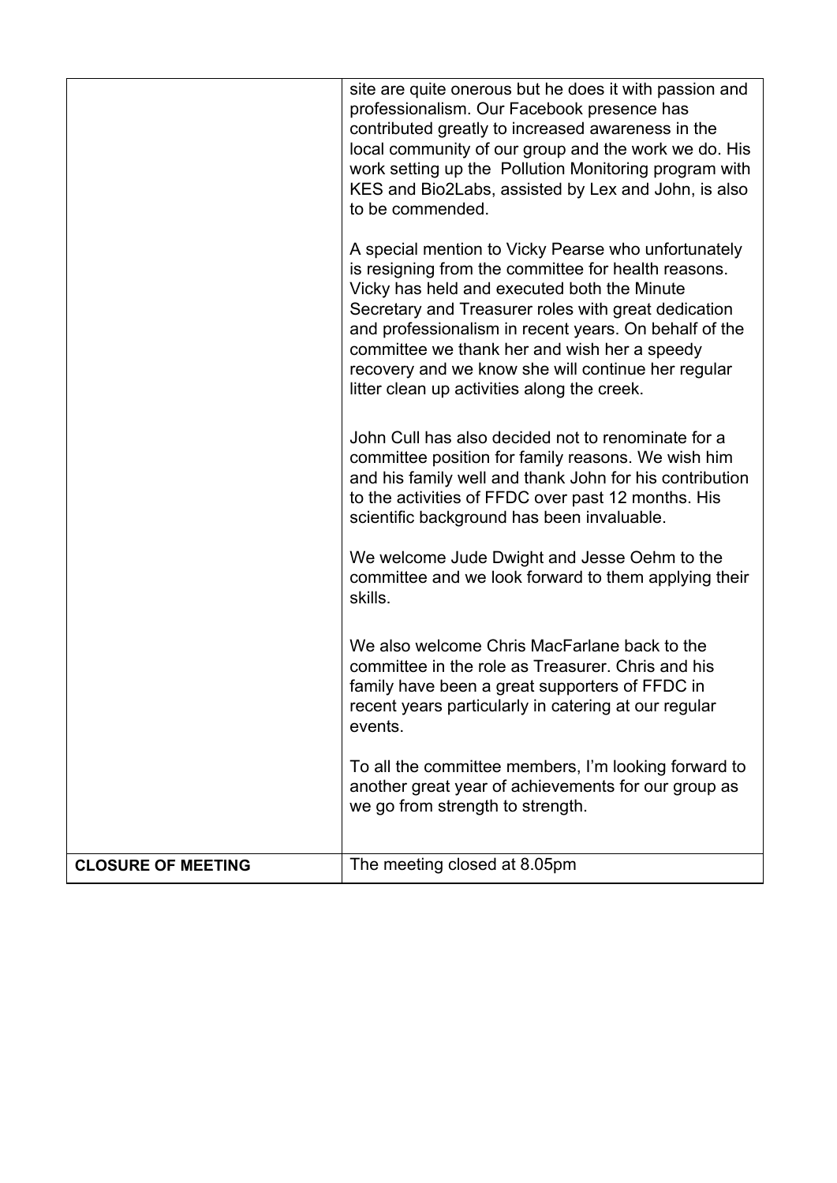| | |
|---|---|
| | site are quite onerous but he does it with passion and professionalism. Our Facebook presence has contributed greatly to increased awareness in the local community of our group and the work we do. His work setting up the Pollution Monitoring program with KES and Bio2Labs, assisted by Lex and John, is also to be commended.<br><br>A special mention to Vicky Pearse who unfortunately is resigning from the committee for health reasons. Vicky has held and executed both the Minute Secretary and Treasurer roles with great dedication and professionalism in recent years. On behalf of the committee we thank her and wish her a speedy recovery and we know she will continue her regular litter clean up activities along the creek.<br><br>John Cull has also decided not to renominate for a committee position for family reasons. We wish him and his family well and thank John for his contribution to the activities of FFDC over past 12 months. His scientific background has been invaluable.<br><br>We welcome Jude Dwight and Jesse Oehm to the committee and we look forward to them applying their skills.<br><br>We also welcome Chris MacFarlane back to the committee in the role as Treasurer. Chris and his family have been a great supporters of FFDC in recent years particularly in catering at our regular events.<br><br>To all the committee members, I'm looking forward to another great year of achievements for our group as we go from strength to strength. |
| **CLOSURE OF MEETING** | The meeting closed at 8.05pm |